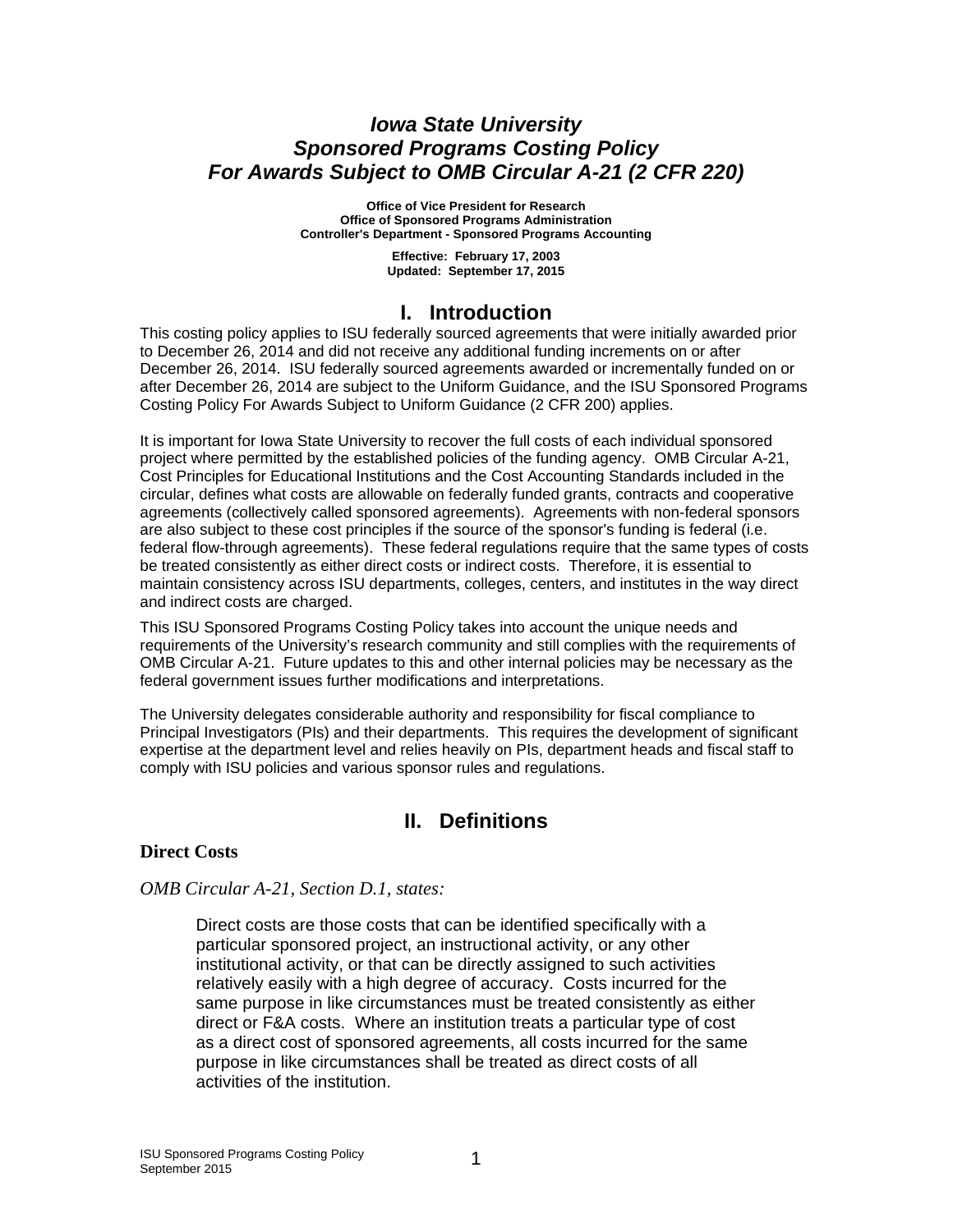# *Iowa State University Sponsored Programs Costing Policy For Awards Subject to OMB Circular A-21 (2 CFR 220)*

**Office of Vice President for Research**
**Office of Sponsored Programs Administration**
**Controller's Department - Sponsored Programs Accounting**

**Effective: February 17, 2003**
**Updated: September 17, 2015**

## I. Introduction

This costing policy applies to ISU federally sourced agreements that were initially awarded prior to December 26, 2014 and did not receive any additional funding increments on or after December 26, 2014. ISU federally sourced agreements awarded or incrementally funded on or after December 26, 2014 are subject to the Uniform Guidance, and the ISU Sponsored Programs Costing Policy For Awards Subject to Uniform Guidance (2 CFR 200) applies.

It is important for Iowa State University to recover the full costs of each individual sponsored project where permitted by the established policies of the funding agency. OMB Circular A-21, Cost Principles for Educational Institutions and the Cost Accounting Standards included in the circular, defines what costs are allowable on federally funded grants, contracts and cooperative agreements (collectively called sponsored agreements). Agreements with non-federal sponsors are also subject to these cost principles if the source of the sponsor's funding is federal (i.e. federal flow-through agreements). These federal regulations require that the same types of costs be treated consistently as either direct costs or indirect costs. Therefore, it is essential to maintain consistency across ISU departments, colleges, centers, and institutes in the way direct and indirect costs are charged.

This ISU Sponsored Programs Costing Policy takes into account the unique needs and requirements of the University's research community and still complies with the requirements of OMB Circular A-21. Future updates to this and other internal policies may be necessary as the federal government issues further modifications and interpretations.

The University delegates considerable authority and responsibility for fiscal compliance to Principal Investigators (PIs) and their departments. This requires the development of significant expertise at the department level and relies heavily on PIs, department heads and fiscal staff to comply with ISU policies and various sponsor rules and regulations.

## II. Definitions

### Direct Costs

*OMB Circular A-21, Section D.1, states:*

> Direct costs are those costs that can be identified specifically with a particular sponsored project, an instructional activity, or any other institutional activity, or that can be directly assigned to such activities relatively easily with a high degree of accuracy. Costs incurred for the same purpose in like circumstances must be treated consistently as either direct or F&A costs. Where an institution treats a particular type of cost as a direct cost of sponsored agreements, all costs incurred for the same purpose in like circumstances shall be treated as direct costs of all activities of the institution.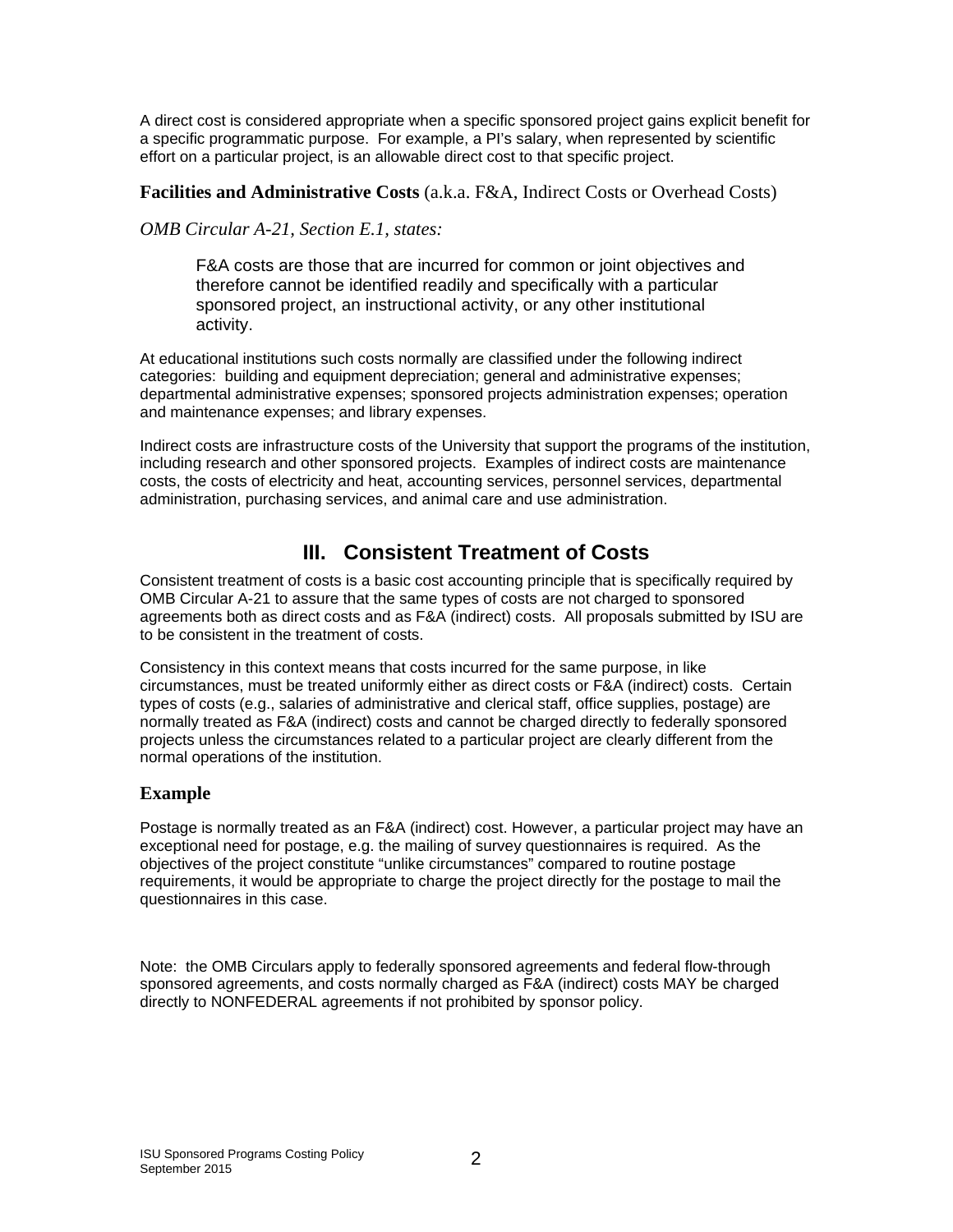A direct cost is considered appropriate when a specific sponsored project gains explicit benefit for a specific programmatic purpose. For example, a PI's salary, when represented by scientific effort on a particular project, is an allowable direct cost to that specific project.

**Facilities and Administrative Costs** (a.k.a. F&A, Indirect Costs or Overhead Costs)

*OMB Circular A-21, Section E.1, states:*

> F&A costs are those that are incurred for common or joint objectives and therefore cannot be identified readily and specifically with a particular sponsored project, an instructional activity, or any other institutional activity.

At educational institutions such costs normally are classified under the following indirect categories: building and equipment depreciation; general and administrative expenses; departmental administrative expenses; sponsored projects administration expenses; operation and maintenance expenses; and library expenses.

Indirect costs are infrastructure costs of the University that support the programs of the institution, including research and other sponsored projects. Examples of indirect costs are maintenance costs, the costs of electricity and heat, accounting services, personnel services, departmental administration, purchasing services, and animal care and use administration.

## III. Consistent Treatment of Costs

Consistent treatment of costs is a basic cost accounting principle that is specifically required by OMB Circular A-21 to assure that the same types of costs are not charged to sponsored agreements both as direct costs and as F&A (indirect) costs. All proposals submitted by ISU are to be consistent in the treatment of costs.

Consistency in this context means that costs incurred for the same purpose, in like circumstances, must be treated uniformly either as direct costs or F&A (indirect) costs. Certain types of costs (e.g., salaries of administrative and clerical staff, office supplies, postage) are normally treated as F&A (indirect) costs and cannot be charged directly to federally sponsored projects unless the circumstances related to a particular project are clearly different from the normal operations of the institution.

### Example

Postage is normally treated as an F&A (indirect) cost. However, a particular project may have an exceptional need for postage, e.g. the mailing of survey questionnaires is required. As the objectives of the project constitute "unlike circumstances" compared to routine postage requirements, it would be appropriate to charge the project directly for the postage to mail the questionnaires in this case.

Note: the OMB Circulars apply to federally sponsored agreements and federal flow-through sponsored agreements, and costs normally charged as F&A (indirect) costs MAY be charged directly to NONFEDERAL agreements if not prohibited by sponsor policy.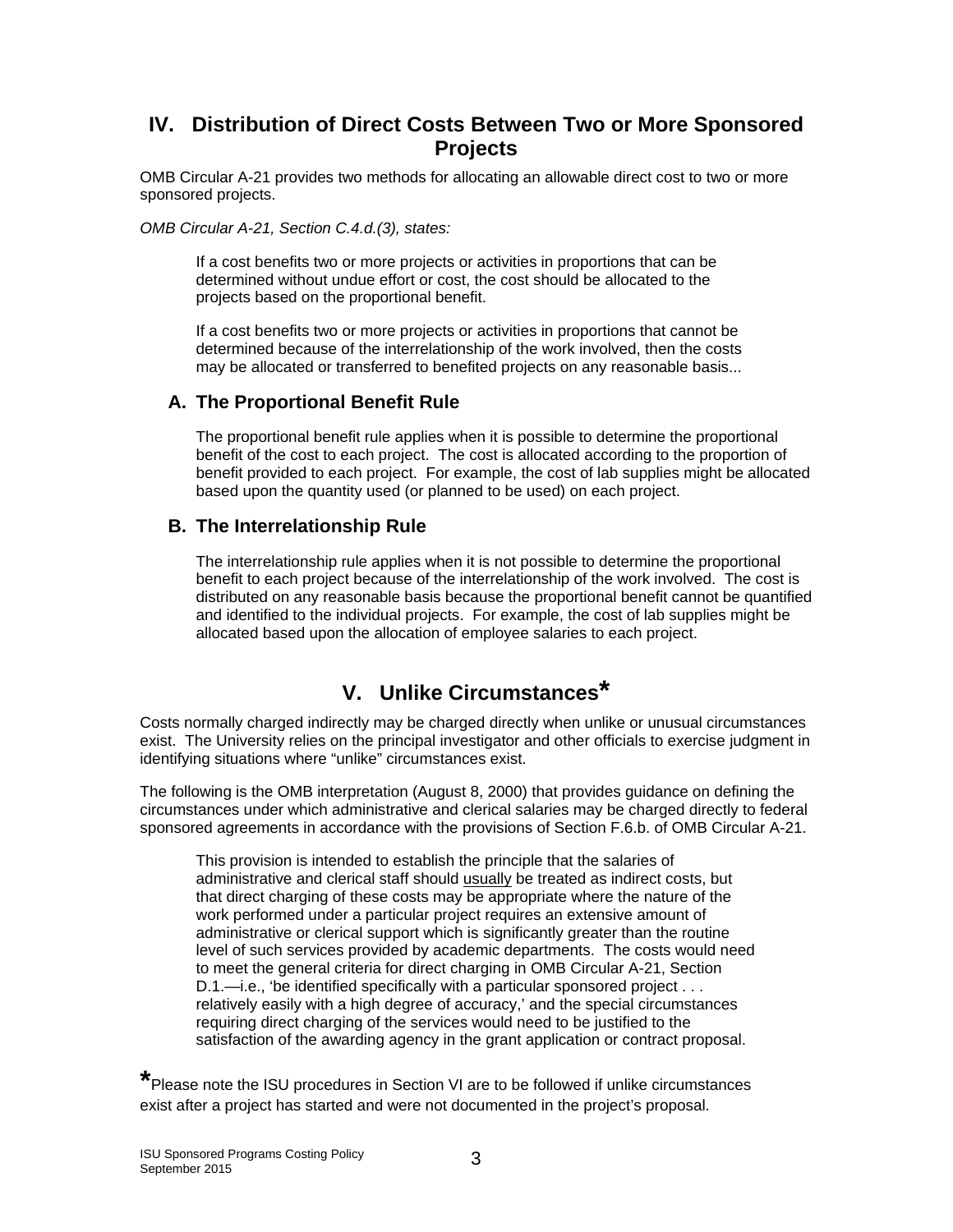## IV. Distribution of Direct Costs Between Two or More Sponsored Projects

OMB Circular A-21 provides two methods for allocating an allowable direct cost to two or more sponsored projects.

*OMB Circular A-21, Section C.4.d.(3), states:*

> If a cost benefits two or more projects or activities in proportions that can be determined without undue effort or cost, the cost should be allocated to the projects based on the proportional benefit.
>
> If a cost benefits two or more projects or activities in proportions that cannot be determined because of the interrelationship of the work involved, then the costs may be allocated or transferred to benefited projects on any reasonable basis...

### A. The Proportional Benefit Rule

The proportional benefit rule applies when it is possible to determine the proportional benefit of the cost to each project. The cost is allocated according to the proportion of benefit provided to each project. For example, the cost of lab supplies might be allocated based upon the quantity used (or planned to be used) on each project.

### B. The Interrelationship Rule

The interrelationship rule applies when it is not possible to determine the proportional benefit to each project because of the interrelationship of the work involved. The cost is distributed on any reasonable basis because the proportional benefit cannot be quantified and identified to the individual projects. For example, the cost of lab supplies might be allocated based upon the allocation of employee salaries to each project.

## V. Unlike Circumstances*

Costs normally charged indirectly may be charged directly when unlike or unusual circumstances exist. The University relies on the principal investigator and other officials to exercise judgment in identifying situations where "unlike" circumstances exist.

The following is the OMB interpretation (August 8, 2000) that provides guidance on defining the circumstances under which administrative and clerical salaries may be charged directly to federal sponsored agreements in accordance with the provisions of Section F.6.b. of OMB Circular A-21.

> This provision is intended to establish the principle that the salaries of administrative and clerical staff should <u>usually</u> be treated as indirect costs, but that direct charging of these costs may be appropriate where the nature of the work performed under a particular project requires an extensive amount of administrative or clerical support which is significantly greater than the routine level of such services provided by academic departments. The costs would need to meet the general criteria for direct charging in OMB Circular A-21, Section D.1.—i.e., 'be identified specifically with a particular sponsored project . . . relatively easily with a high degree of accuracy,' and the special circumstances requiring direct charging of the services would need to be justified to the satisfaction of the awarding agency in the grant application or contract proposal.

*Please note the ISU procedures in Section VI are to be followed if unlike circumstances exist after a project has started and were not documented in the project's proposal.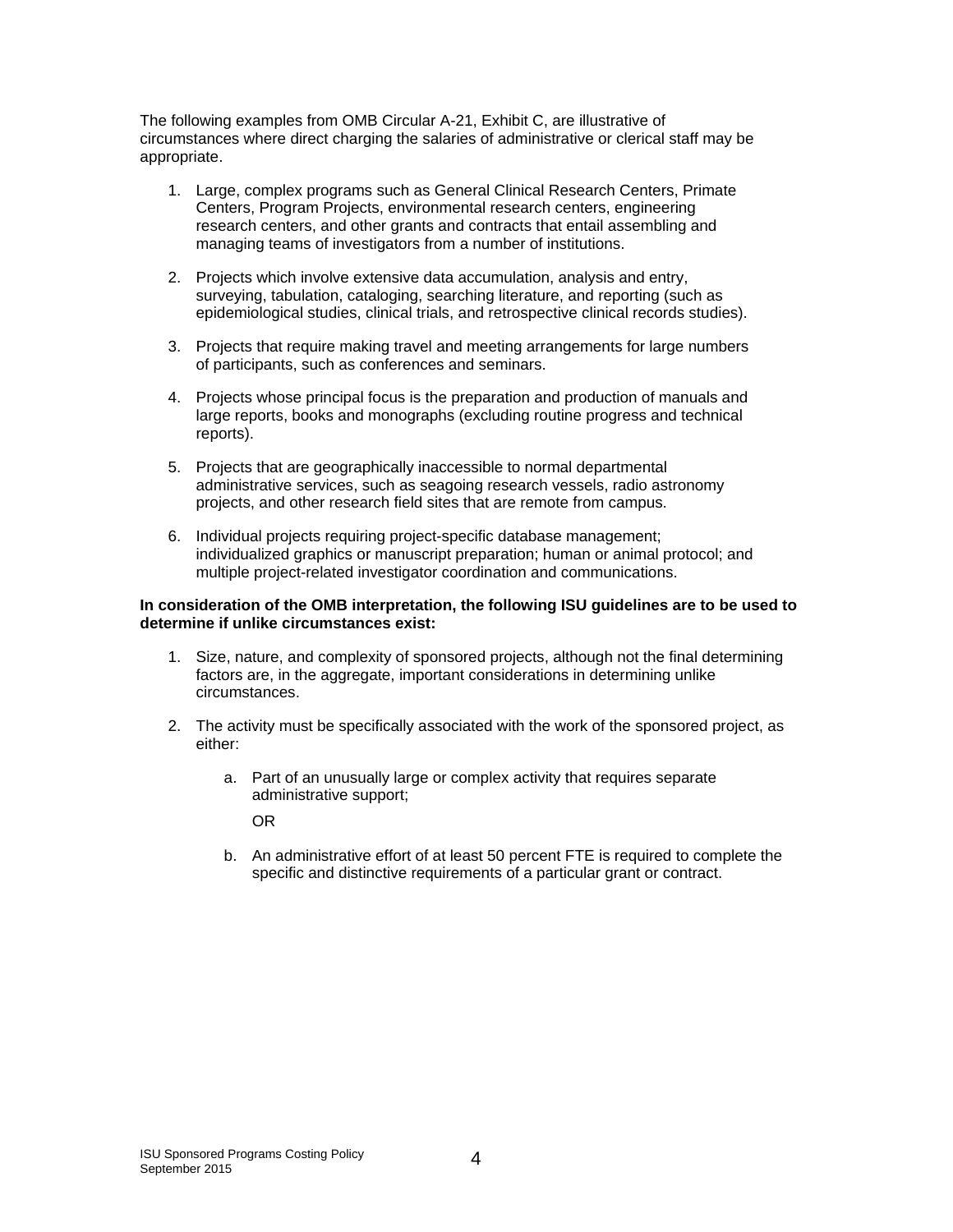The following examples from OMB Circular A-21, Exhibit C, are illustrative of circumstances where direct charging the salaries of administrative or clerical staff may be appropriate.

1. Large, complex programs such as General Clinical Research Centers, Primate Centers, Program Projects, environmental research centers, engineering research centers, and other grants and contracts that entail assembling and managing teams of investigators from a number of institutions.

2. Projects which involve extensive data accumulation, analysis and entry, surveying, tabulation, cataloging, searching literature, and reporting (such as epidemiological studies, clinical trials, and retrospective clinical records studies).

3. Projects that require making travel and meeting arrangements for large numbers of participants, such as conferences and seminars.

4. Projects whose principal focus is the preparation and production of manuals and large reports, books and monographs (excluding routine progress and technical reports).

5. Projects that are geographically inaccessible to normal departmental administrative services, such as seagoing research vessels, radio astronomy projects, and other research field sites that are remote from campus.

6. Individual projects requiring project-specific database management; individualized graphics or manuscript preparation; human or animal protocol; and multiple project-related investigator coordination and communications.

**In consideration of the OMB interpretation, the following ISU guidelines are to be used to determine if unlike circumstances exist:**

1. Size, nature, and complexity of sponsored projects, although not the final determining factors are, in the aggregate, important considerations in determining unlike circumstances.

2. The activity must be specifically associated with the work of the sponsored project, as either:

   a. Part of an unusually large or complex activity that requires separate administrative support;

      OR

   b. An administrative effort of at least 50 percent FTE is required to complete the specific and distinctive requirements of a particular grant or contract.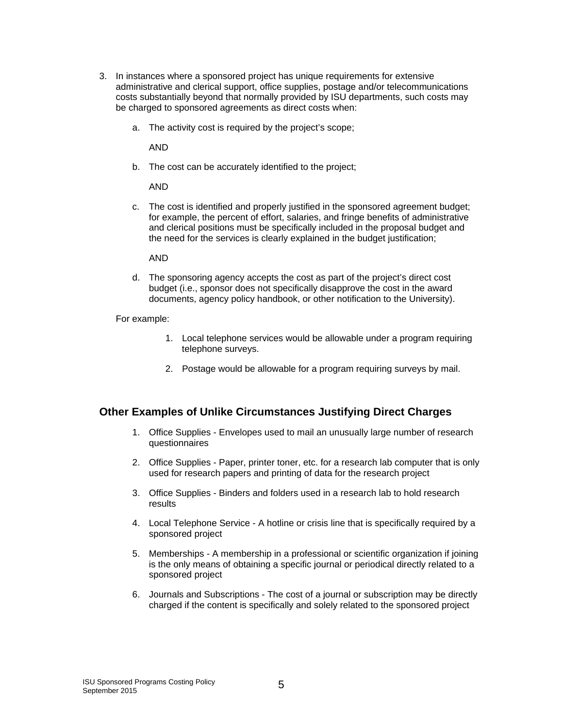3. In instances where a sponsored project has unique requirements for extensive administrative and clerical support, office supplies, postage and/or telecommunications costs substantially beyond that normally provided by ISU departments, such costs may be charged to sponsored agreements as direct costs when:

   a. The activity cost is required by the project's scope;

      AND

   b. The cost can be accurately identified to the project;

      AND

   c. The cost is identified and properly justified in the sponsored agreement budget; for example, the percent of effort, salaries, and fringe benefits of administrative and clerical positions must be specifically included in the proposal budget and the need for the services is clearly explained in the budget justification;

      AND

   d. The sponsoring agency accepts the cost as part of the project's direct cost budget (i.e., sponsor does not specifically disapprove the cost in the award documents, agency policy handbook, or other notification to the University).

   For example:

   1. Local telephone services would be allowable under a program requiring telephone surveys.
   2. Postage would be allowable for a program requiring surveys by mail.

## Other Examples of Unlike Circumstances Justifying Direct Charges

1. Office Supplies - Envelopes used to mail an unusually large number of research questionnaires
2. Office Supplies - Paper, printer toner, etc. for a research lab computer that is only used for research papers and printing of data for the research project
3. Office Supplies - Binders and folders used in a research lab to hold research results
4. Local Telephone Service - A hotline or crisis line that is specifically required by a sponsored project
5. Memberships - A membership in a professional or scientific organization if joining is the only means of obtaining a specific journal or periodical directly related to a sponsored project
6. Journals and Subscriptions - The cost of a journal or subscription may be directly charged if the content is specifically and solely related to the sponsored project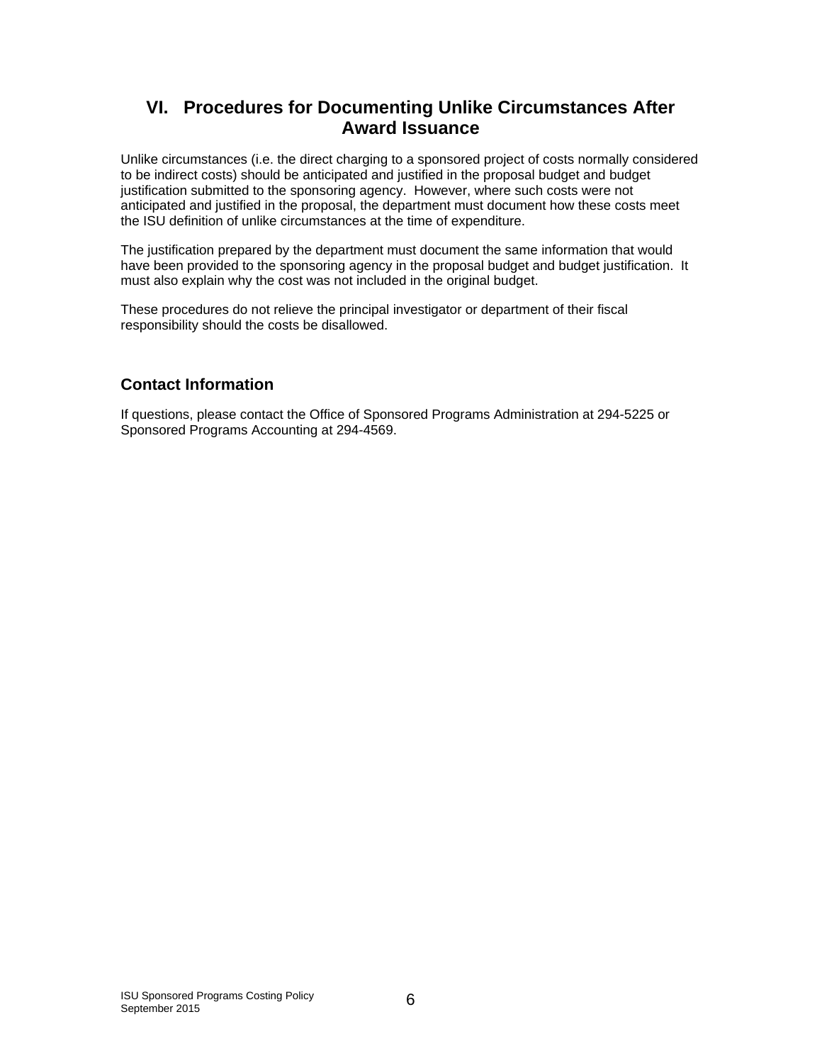## VI. Procedures for Documenting Unlike Circumstances After Award Issuance

Unlike circumstances (i.e. the direct charging to a sponsored project of costs normally considered to be indirect costs) should be anticipated and justified in the proposal budget and budget justification submitted to the sponsoring agency. However, where such costs were not anticipated and justified in the proposal, the department must document how these costs meet the ISU definition of unlike circumstances at the time of expenditure.

The justification prepared by the department must document the same information that would have been provided to the sponsoring agency in the proposal budget and budget justification. It must also explain why the cost was not included in the original budget.

These procedures do not relieve the principal investigator or department of their fiscal responsibility should the costs be disallowed.

### Contact Information

If questions, please contact the Office of Sponsored Programs Administration at 294-5225 or Sponsored Programs Accounting at 294-4569.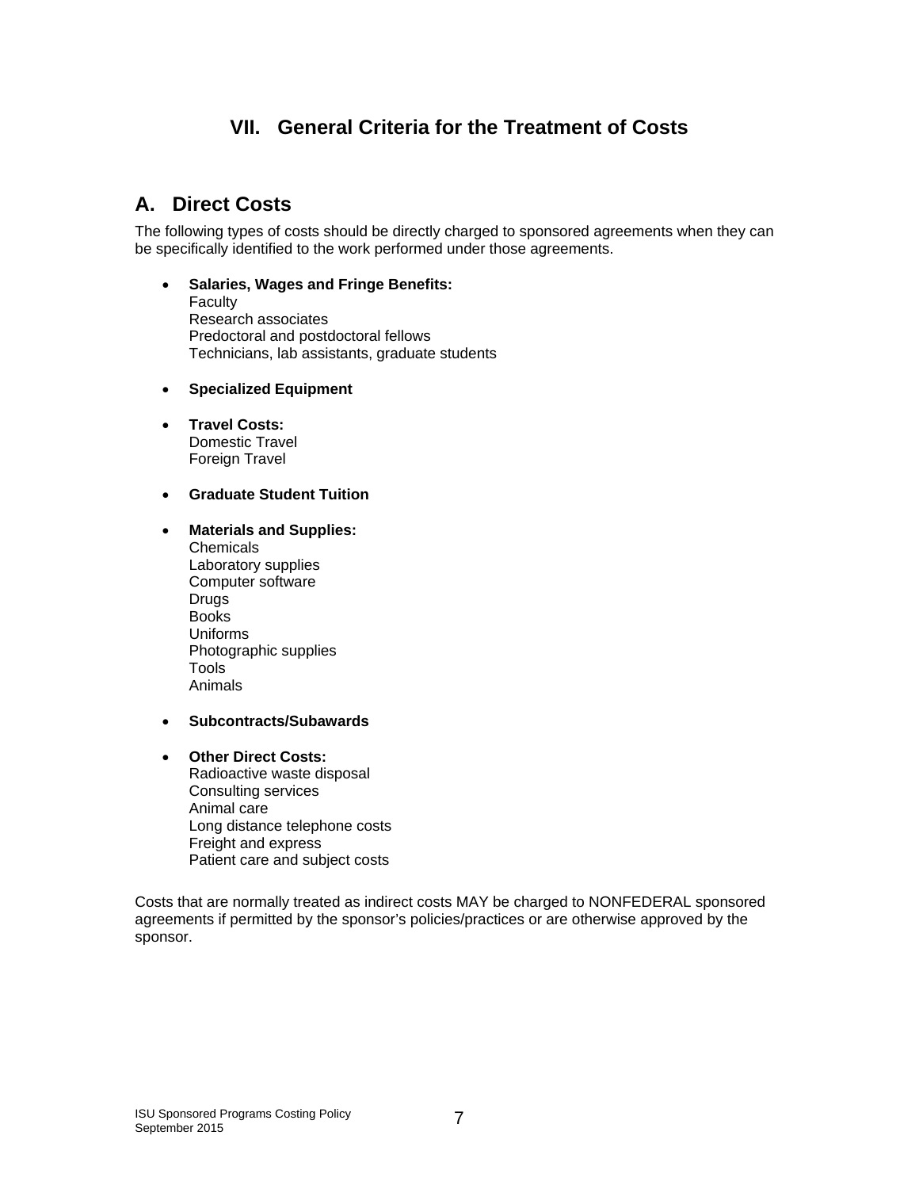# VII. General Criteria for the Treatment of Costs

## A. Direct Costs

The following types of costs should be directly charged to sponsored agreements when they can be specifically identified to the work performed under those agreements.

- **Salaries, Wages and Fringe Benefits:**
  Faculty
  Research associates
  Predoctoral and postdoctoral fellows
  Technicians, lab assistants, graduate students

- **Specialized Equipment**

- **Travel Costs:**
  Domestic Travel
  Foreign Travel

- **Graduate Student Tuition**

- **Materials and Supplies:**
  Chemicals
  Laboratory supplies
  Computer software
  Drugs
  Books
  Uniforms
  Photographic supplies
  Tools
  Animals

- **Subcontracts/Subawards**

- **Other Direct Costs:**
  Radioactive waste disposal
  Consulting services
  Animal care
  Long distance telephone costs
  Freight and express
  Patient care and subject costs

Costs that are normally treated as indirect costs MAY be charged to NONFEDERAL sponsored agreements if permitted by the sponsor's policies/practices or are otherwise approved by the sponsor.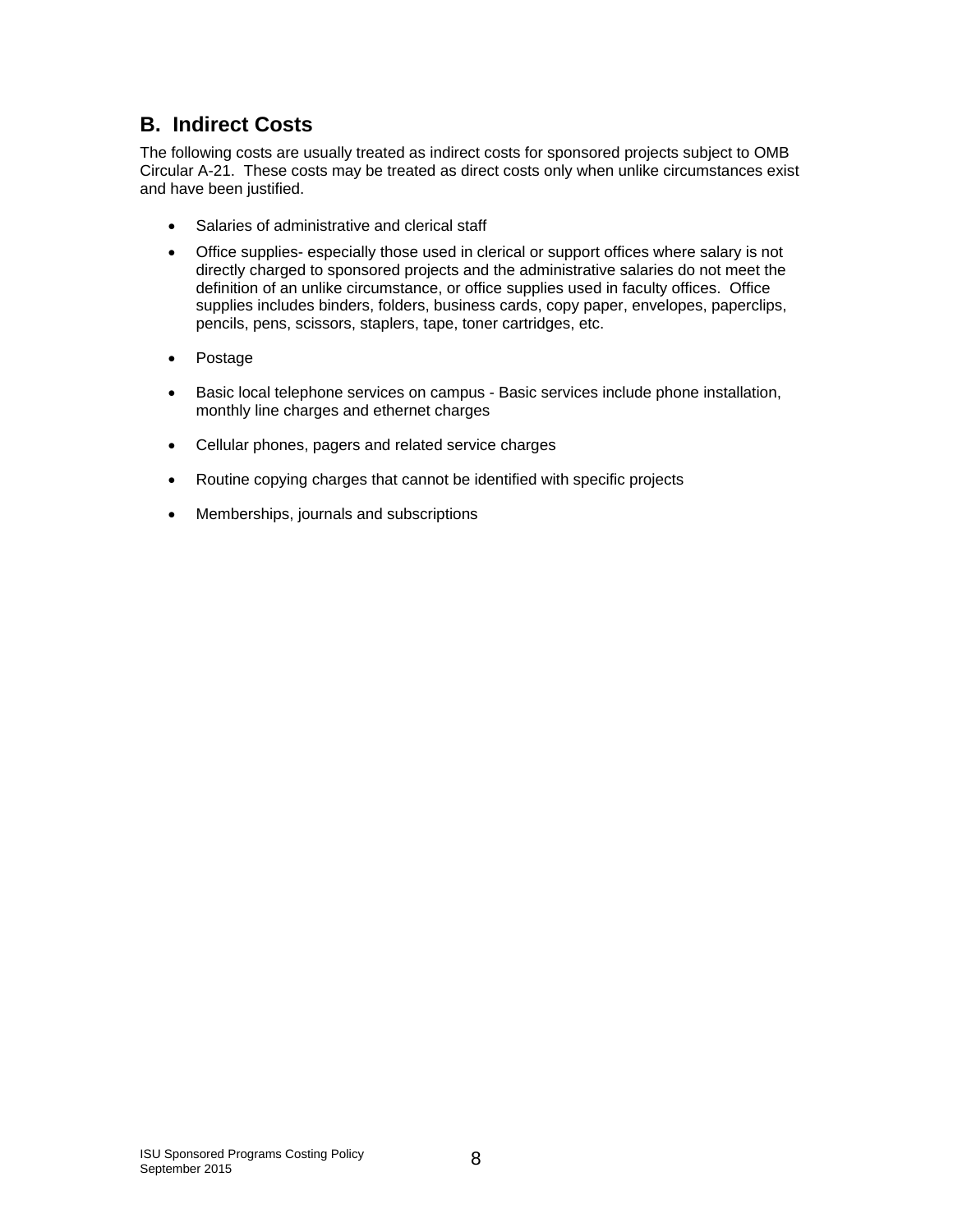## B. Indirect Costs

The following costs are usually treated as indirect costs for sponsored projects subject to OMB Circular A-21. These costs may be treated as direct costs only when unlike circumstances exist and have been justified.

- Salaries of administrative and clerical staff
- Office supplies- especially those used in clerical or support offices where salary is not directly charged to sponsored projects and the administrative salaries do not meet the definition of an unlike circumstance, or office supplies used in faculty offices. Office supplies includes binders, folders, business cards, copy paper, envelopes, paperclips, pencils, pens, scissors, staplers, tape, toner cartridges, etc.
- Postage
- Basic local telephone services on campus - Basic services include phone installation, monthly line charges and ethernet charges
- Cellular phones, pagers and related service charges
- Routine copying charges that cannot be identified with specific projects
- Memberships, journals and subscriptions